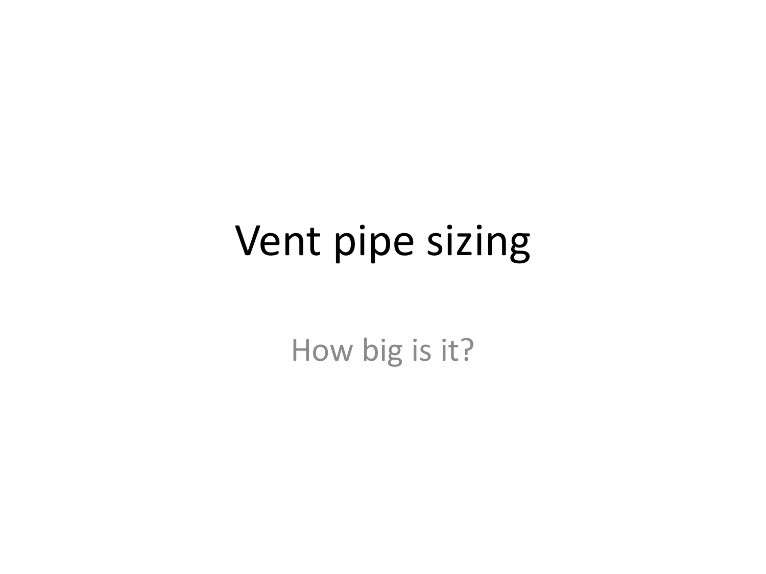# Vent pipe sizing

How big is it?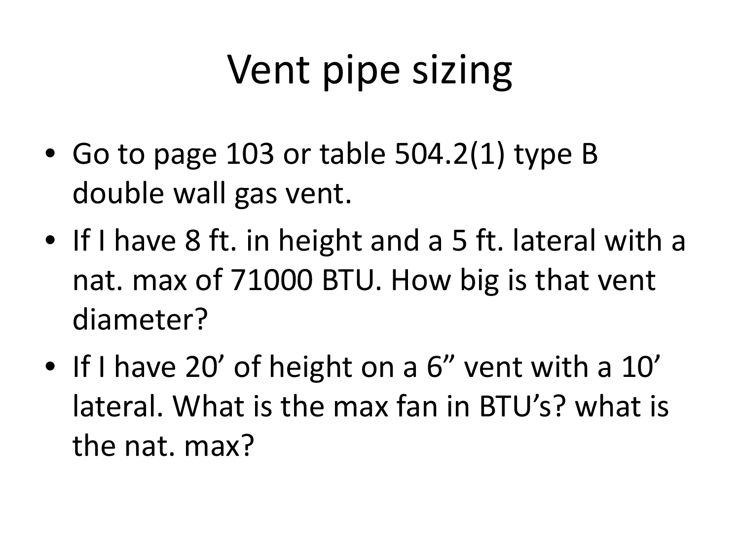# Vent pipe sizing

- Go to page 103 or table 504.2(1) type B double wall gas vent.
- If I have 8 ft. in height and a 5 ft. lateral with a nat. max of 71000 BTU. How big is that vent diameter?
- If I have 20’ of height on a 6” vent with a 10’ lateral. What is the max fan in BTU’s? what is the nat. max?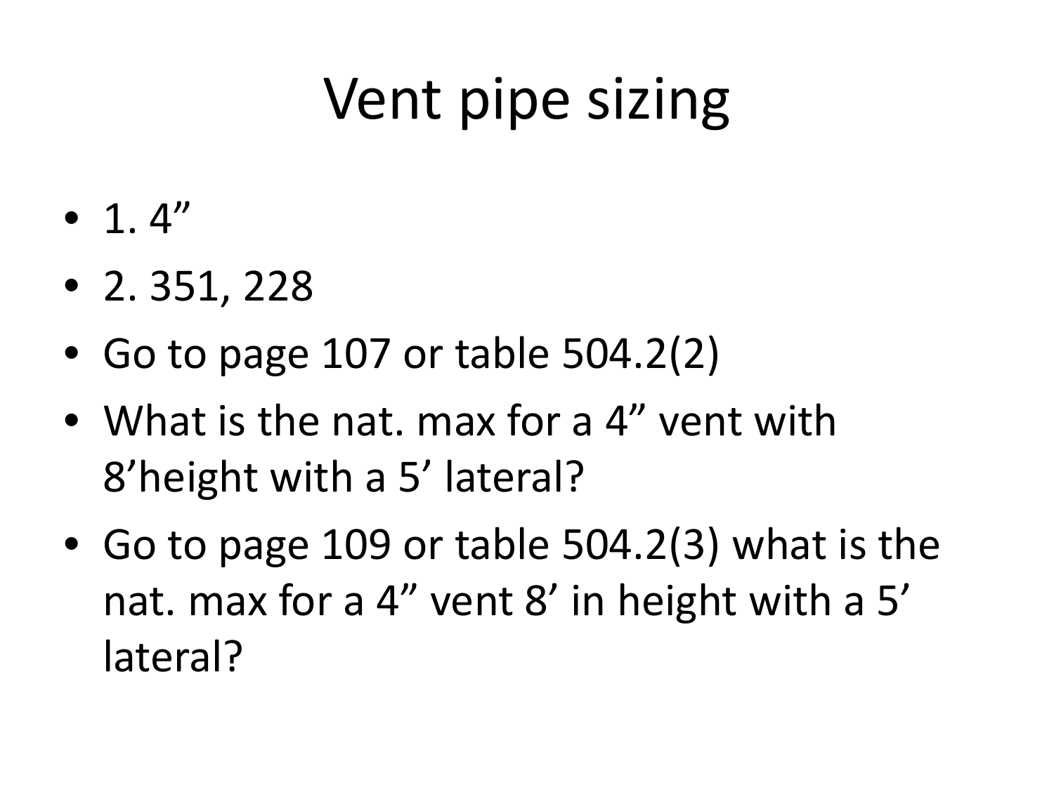# Vent pipe sizing

- 1. 4”
- 2. 351, 228
- Go to page 107 or table 504.2(2)
- What is the nat. max for a 4” vent with 8’height with a 5’ lateral?
- Go to page 109 or table 504.2(3) what is the nat. max for a 4” vent 8’ in height with a 5’ lateral?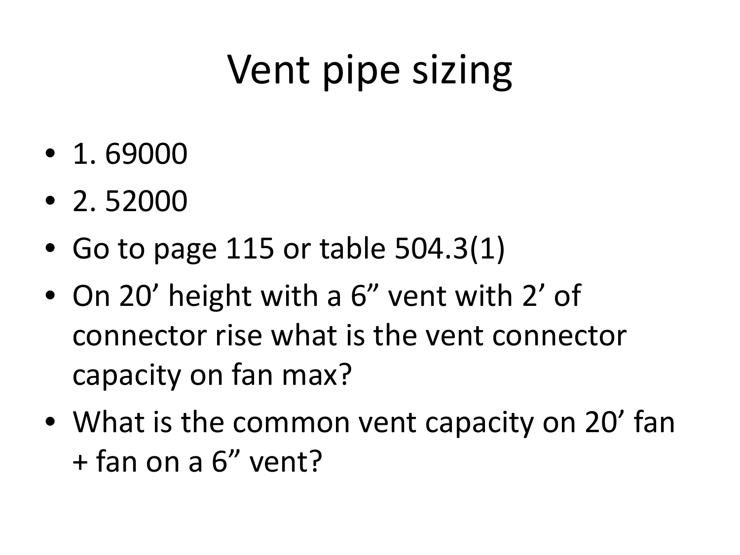# Vent pipe sizing

- 1. 69000
- 2. 52000
- Go to page 115 or table 504.3(1)
- On 20’ height with a 6” vent with 2’ of connector rise what is the vent connector capacity on fan max?
- What is the common vent capacity on 20’ fan + fan on a 6” vent?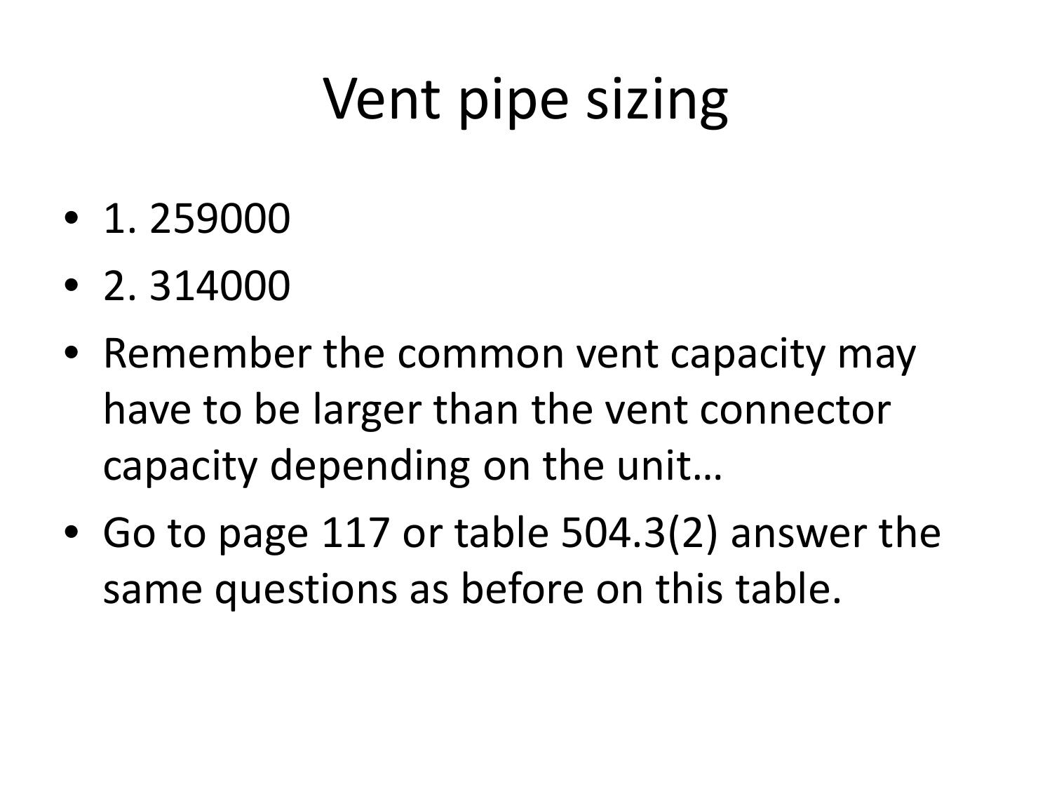# Vent pipe sizing

- 1. 259000
- 2. 314000
- Remember the common vent capacity may have to be larger than the vent connector capacity depending on the unit…
- Go to page 117 or table 504.3(2) answer the same questions as before on this table.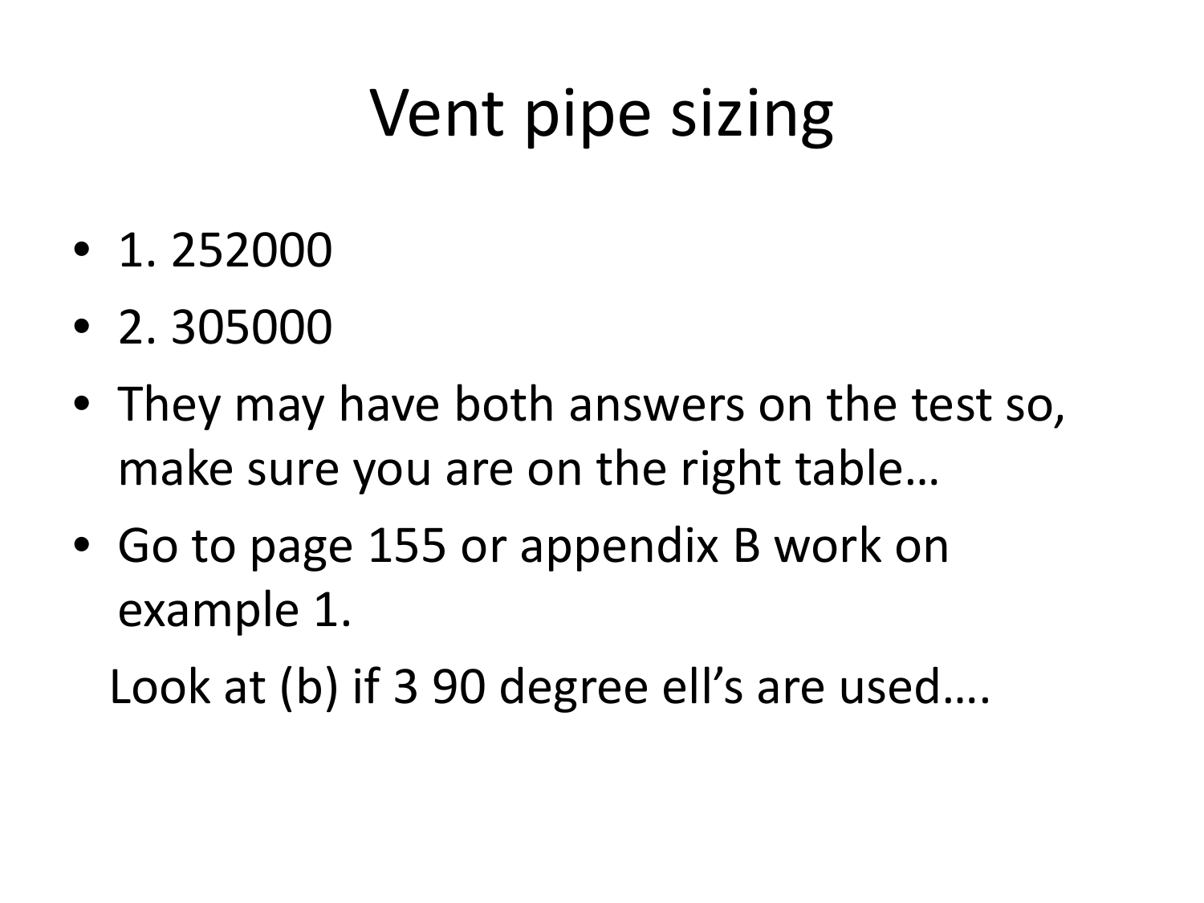# Vent pipe sizing

- 1. 252000
- 2. 305000
- They may have both answers on the test so, make sure you are on the right table…
- Go to page 155 or appendix B work on example 1.

  Look at (b) if 3 90 degree ell's are used….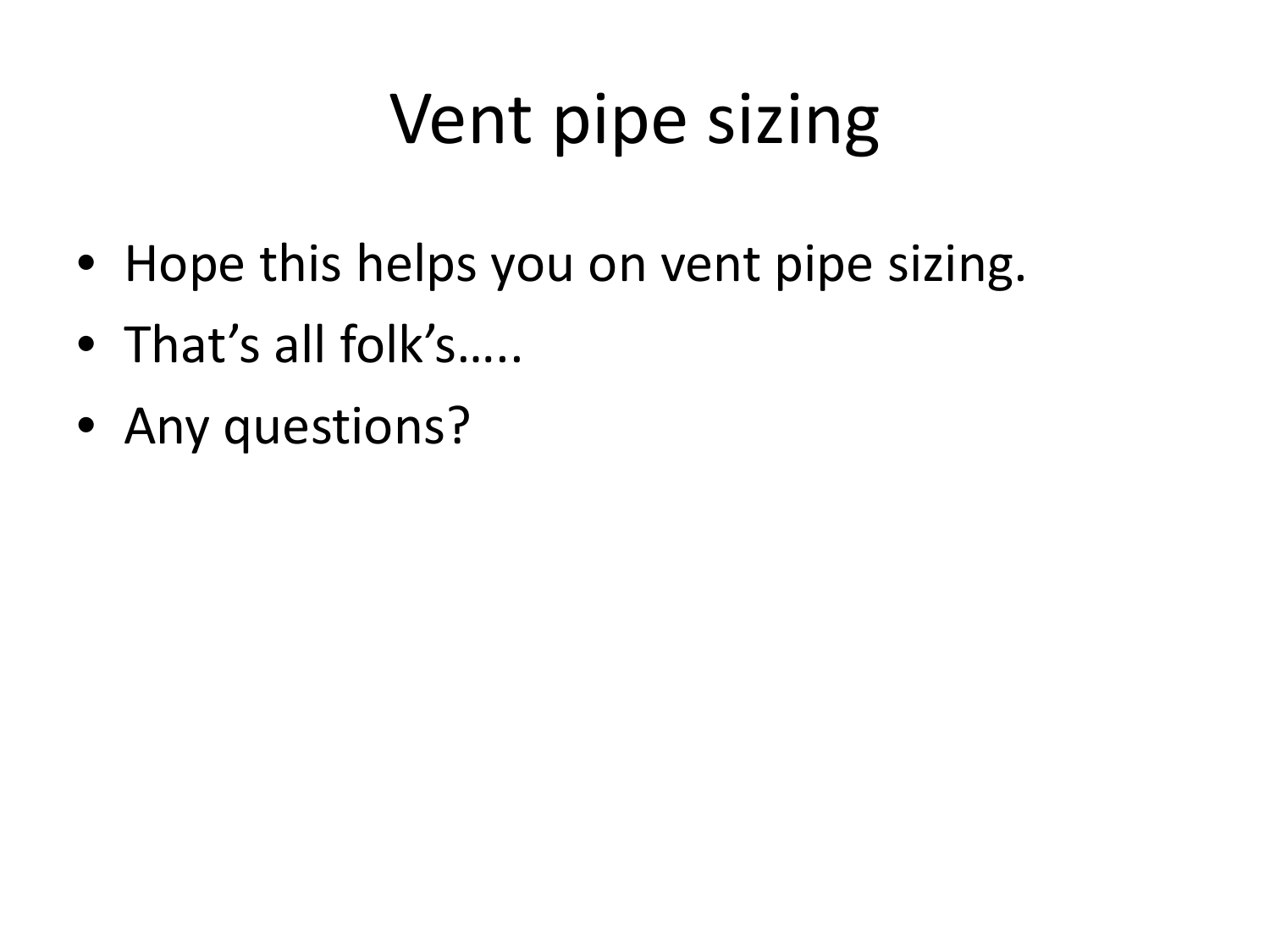# Vent pipe sizing

- Hope this helps you on vent pipe sizing.
- That's all folk's…..
- Any questions?